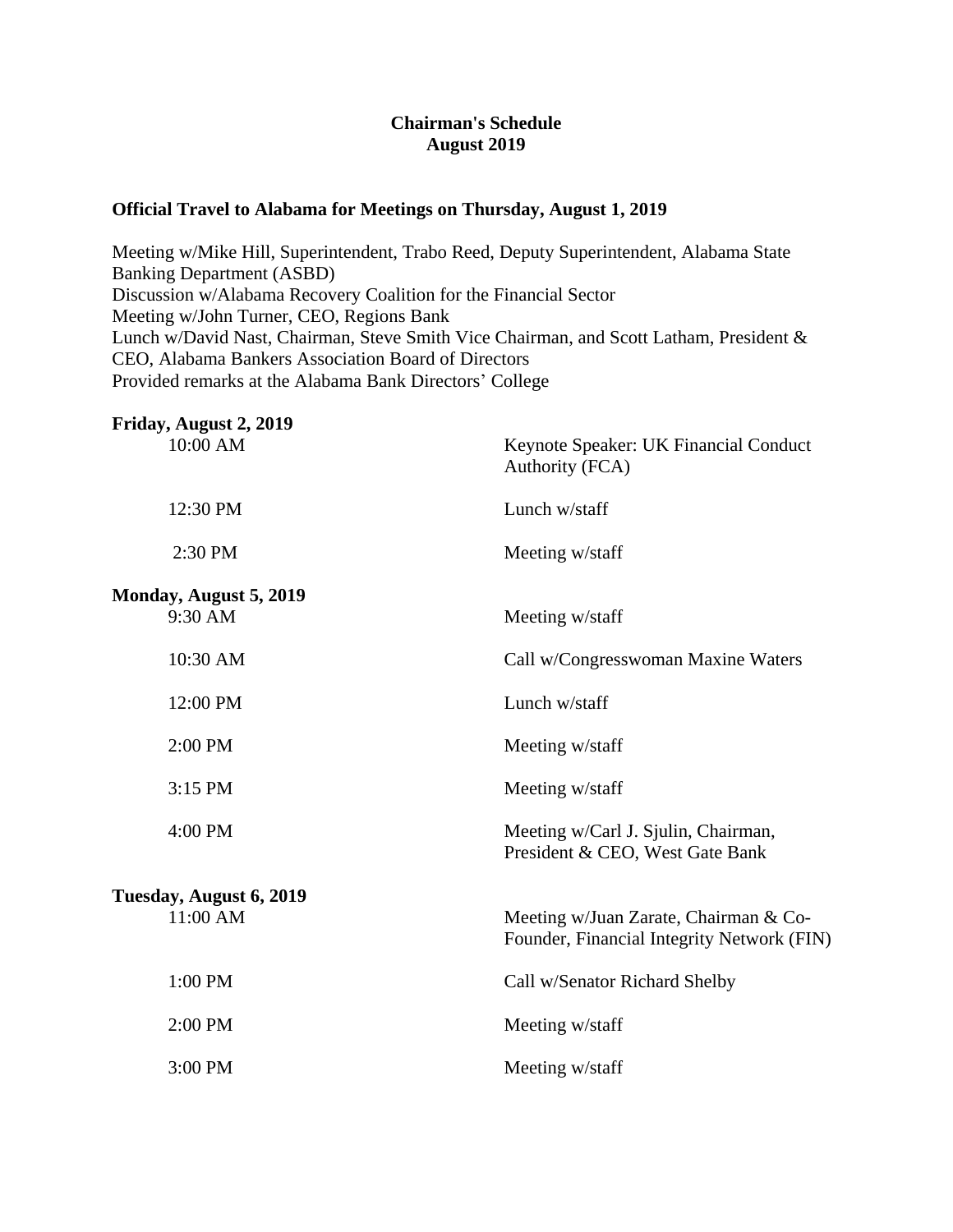# Chairman's Schedule
# August 2019

### Official Travel to Alabama for Meetings on Thursday, August 1, 2019

Meeting w/Mike Hill, Superintendent, Trabo Reed, Deputy Superintendent, Alabama State Banking Department (ASBD)
Discussion w/Alabama Recovery Coalition for the Financial Sector
Meeting w/John Turner, CEO, Regions Bank
Lunch w/David Nast, Chairman, Steve Smith Vice Chairman, and Scott Latham, President & CEO, Alabama Bankers Association Board of Directors
Provided remarks at the Alabama Bank Directors' College

**Friday, August 2, 2019**

| | |
|---|---|
| 10:00 AM | Keynote Speaker: UK Financial Conduct Authority (FCA) |
| 12:30 PM | Lunch w/staff |
| 2:30 PM | Meeting w/staff |

**Monday, August 5, 2019**

| | |
|---|---|
| 9:30 AM | Meeting w/staff |
| 10:30 AM | Call w/Congresswoman Maxine Waters |
| 12:00 PM | Lunch w/staff |
| 2:00 PM | Meeting w/staff |
| 3:15 PM | Meeting w/staff |
| 4:00 PM | Meeting w/Carl J. Sjulin, Chairman, President & CEO, West Gate Bank |

**Tuesday, August 6, 2019**

| | |
|---|---|
| 11:00 AM | Meeting w/Juan Zarate, Chairman & Co-Founder, Financial Integrity Network (FIN) |
| 1:00 PM | Call w/Senator Richard Shelby |
| 2:00 PM | Meeting w/staff |
| 3:00 PM | Meeting w/staff |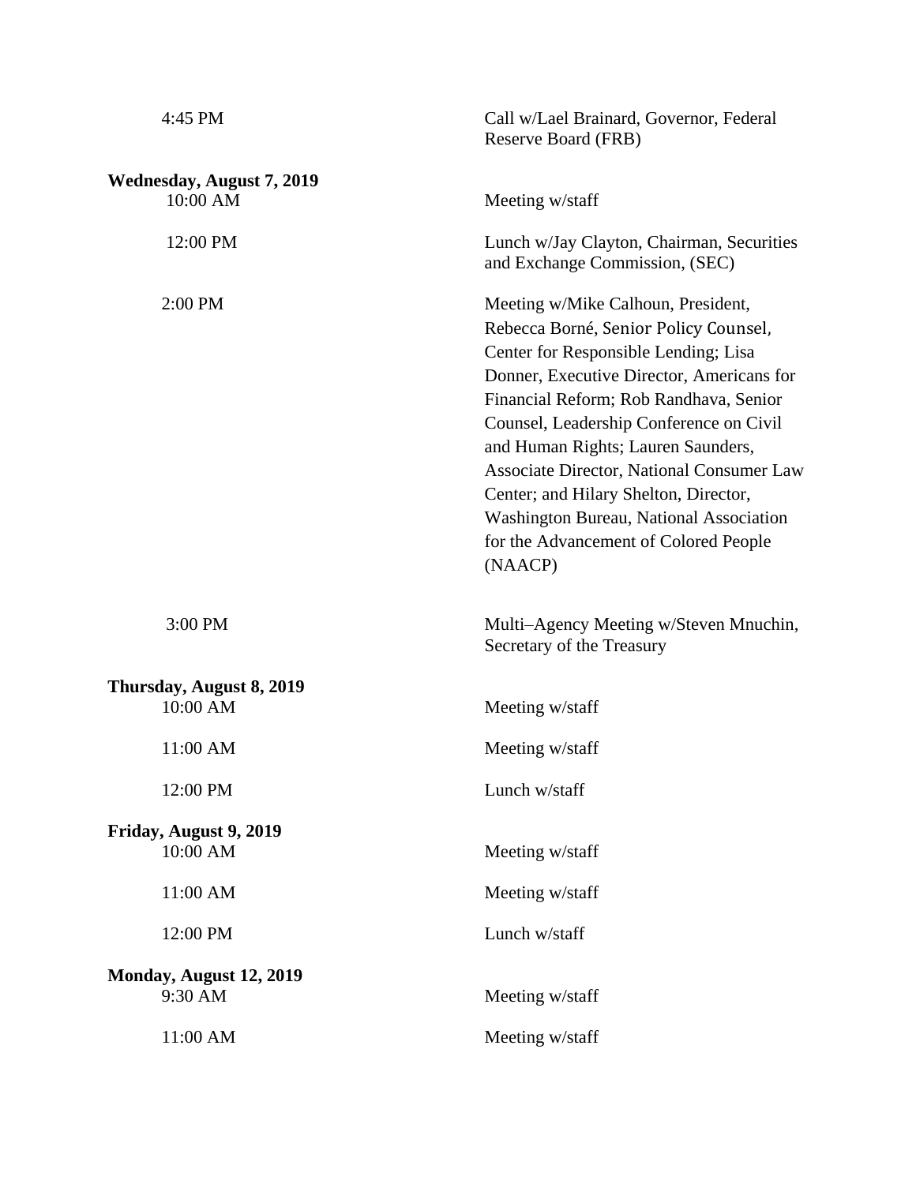| | |
|---|---|
| 4:45 PM | Call w/Lael Brainard, Governor, Federal Reserve Board (FRB) |
| **Wednesday, August 7, 2019** | |
| 10:00 AM | Meeting w/staff |
| 12:00 PM | Lunch w/Jay Clayton, Chairman, Securities and Exchange Commission, (SEC) |
| 2:00 PM | Meeting w/Mike Calhoun, President, Rebecca Borné, Senior Policy Counsel, Center for Responsible Lending; Lisa Donner, Executive Director, Americans for Financial Reform; Rob Randhava, Senior Counsel, Leadership Conference on Civil and Human Rights; Lauren Saunders, Associate Director, National Consumer Law Center; and Hilary Shelton, Director, Washington Bureau, National Association for the Advancement of Colored People (NAACP) |
| 3:00 PM | Multi–Agency Meeting w/Steven Mnuchin, Secretary of the Treasury |
| **Thursday, August 8, 2019** | |
| 10:00 AM | Meeting w/staff |
| 11:00 AM | Meeting w/staff |
| 12:00 PM | Lunch w/staff |
| **Friday, August 9, 2019** | |
| 10:00 AM | Meeting w/staff |
| 11:00 AM | Meeting w/staff |
| 12:00 PM | Lunch w/staff |
| **Monday, August 12, 2019** | |
| 9:30 AM | Meeting w/staff |
| 11:00 AM | Meeting w/staff |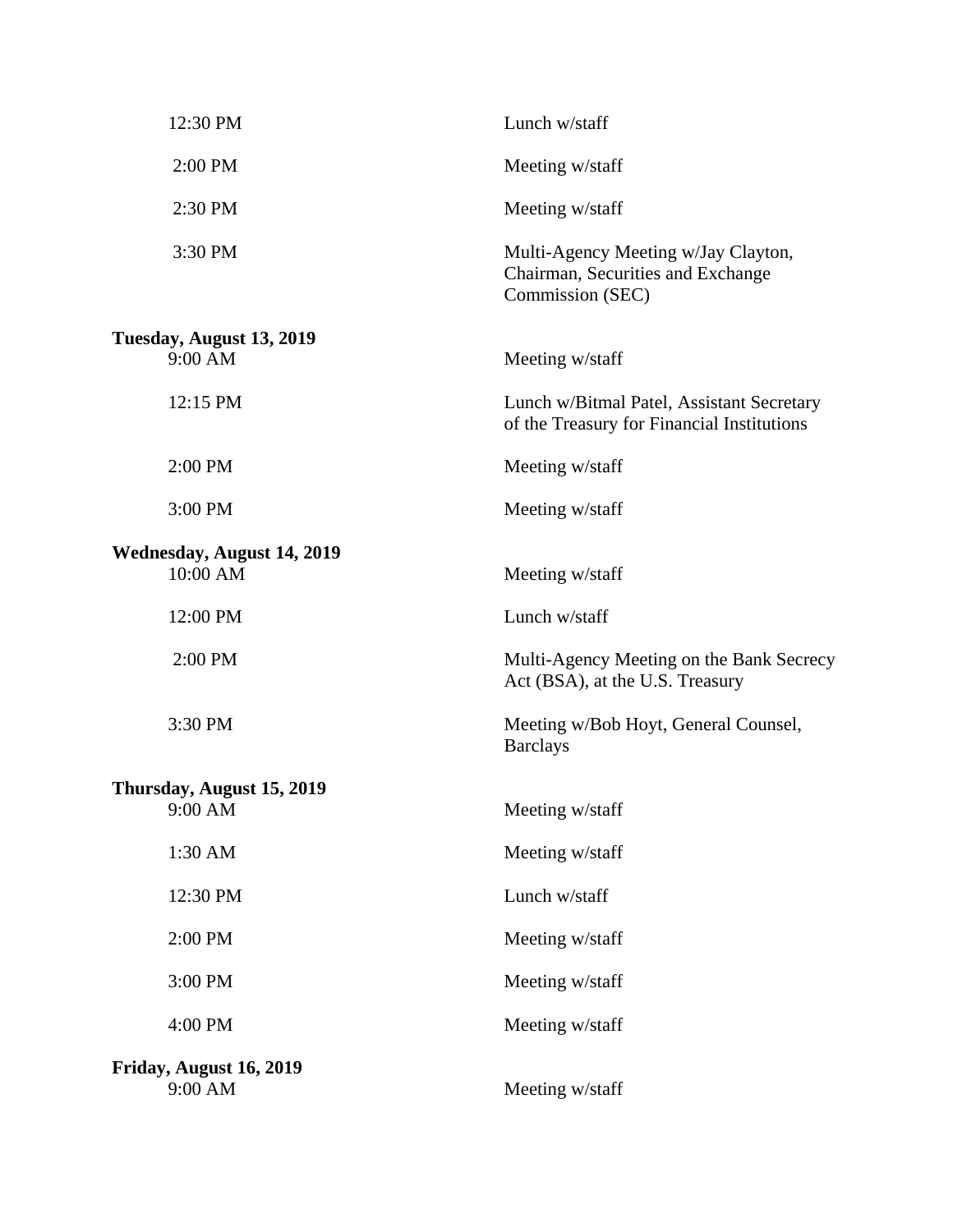| | |
|---|---|
| 12:30 PM | Lunch w/staff |
| 2:00 PM | Meeting w/staff |
| 2:30 PM | Meeting w/staff |
| 3:30 PM | Multi-Agency Meeting w/Jay Clayton, Chairman, Securities and Exchange Commission (SEC) |

**Tuesday, August 13, 2019**

| | |
|---|---|
| 9:00 AM | Meeting w/staff |
| 12:15 PM | Lunch w/Bitmal Patel, Assistant Secretary of the Treasury for Financial Institutions |
| 2:00 PM | Meeting w/staff |
| 3:00 PM | Meeting w/staff |

**Wednesday, August 14, 2019**

| | |
|---|---|
| 10:00 AM | Meeting w/staff |
| 12:00 PM | Lunch w/staff |
| 2:00 PM | Multi-Agency Meeting on the Bank Secrecy Act (BSA), at the U.S. Treasury |
| 3:30 PM | Meeting w/Bob Hoyt, General Counsel, Barclays |

**Thursday, August 15, 2019**

| | |
|---|---|
| 9:00 AM | Meeting w/staff |
| 1:30 AM | Meeting w/staff |
| 12:30 PM | Lunch w/staff |
| 2:00 PM | Meeting w/staff |
| 3:00 PM | Meeting w/staff |
| 4:00 PM | Meeting w/staff |

**Friday, August 16, 2019**

| | |
|---|---|
| 9:00 AM | Meeting w/staff |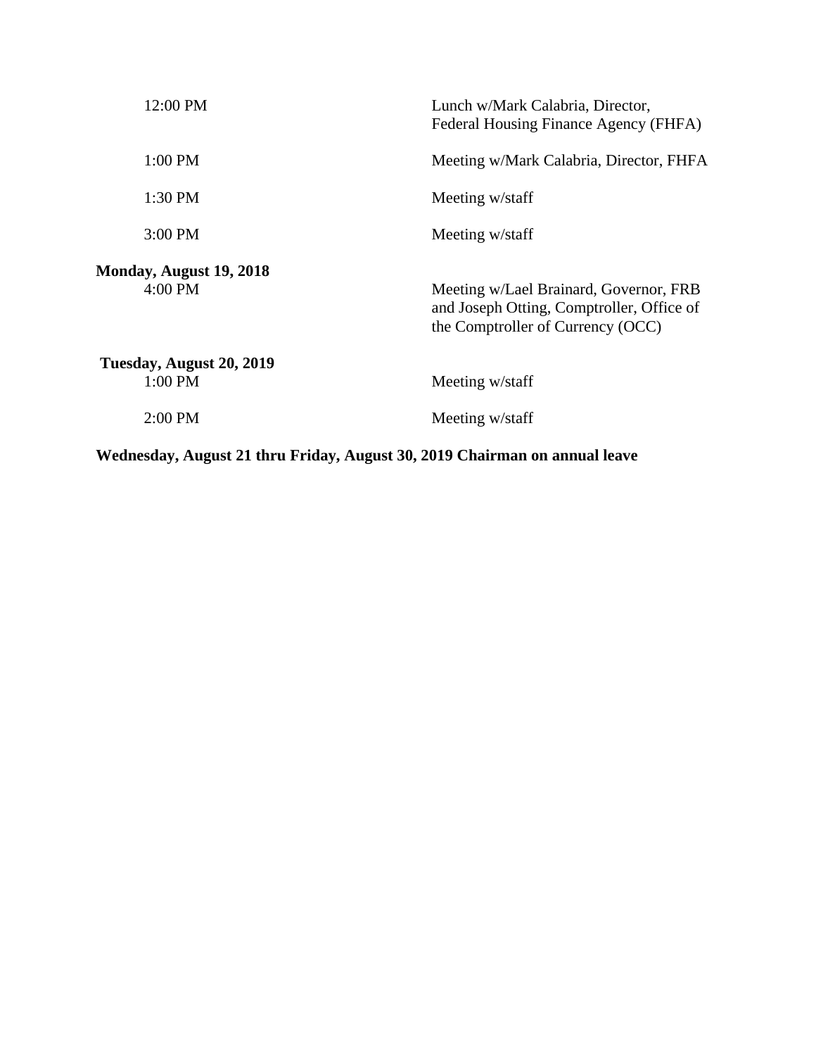| | |
|---|---|
| 12:00 PM | Lunch w/Mark Calabria, Director, Federal Housing Finance Agency (FHFA) |
| 1:00 PM | Meeting w/Mark Calabria, Director, FHFA |
| 1:30 PM | Meeting w/staff |
| 3:00 PM | Meeting w/staff |

**Monday, August 19, 2018**

| | |
|---|---|
| 4:00 PM | Meeting w/Lael Brainard, Governor, FRB and Joseph Otting, Comptroller, Office of the Comptroller of Currency (OCC) |

**Tuesday, August 20, 2019**

| | |
|---|---|
| 1:00 PM | Meeting w/staff |
| 2:00 PM | Meeting w/staff |

**Wednesday, August 21 thru Friday, August 30, 2019 Chairman on annual leave**